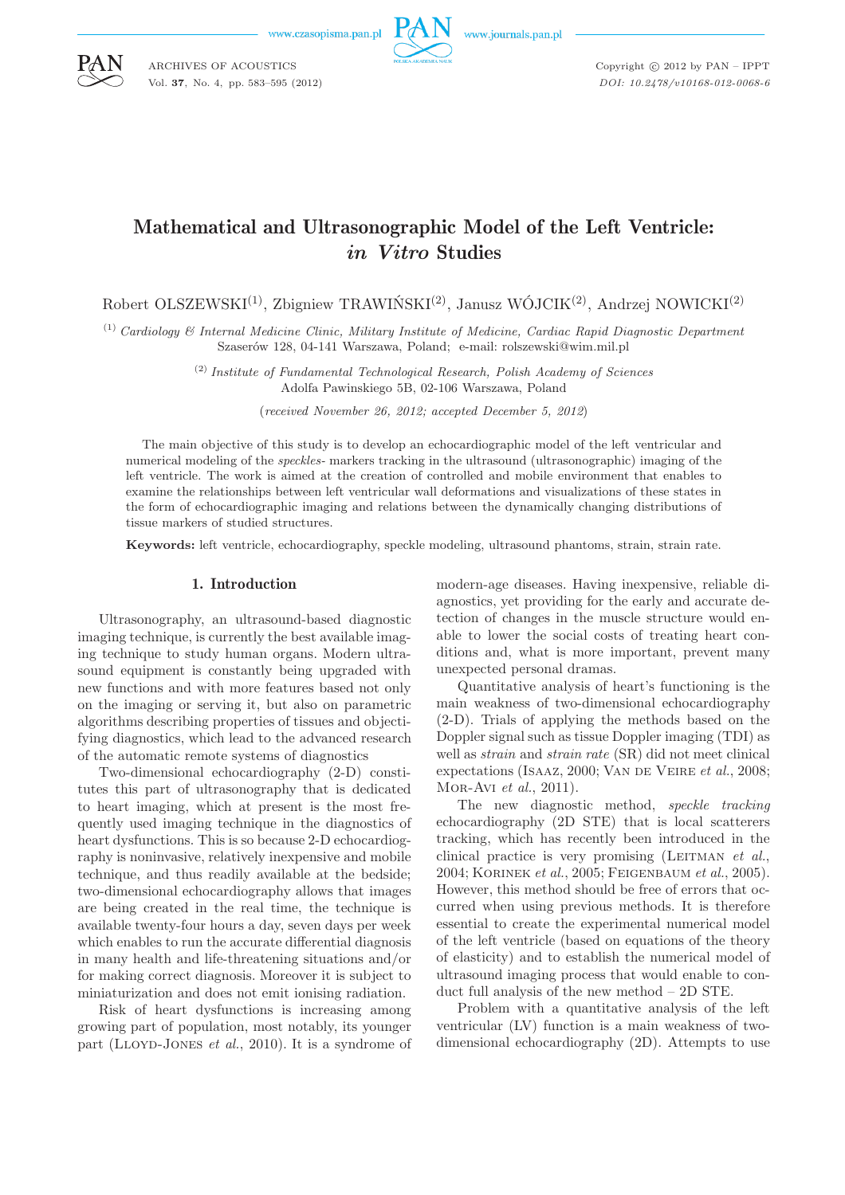# Mathematical and Ultrasonographic Model of the Left Ventricle: *in Vitro* Studies

Robert OLSZEWSKI[(1)], Zbigniew TRAWIŃSKI[(2)], Janusz WÓJCIK[(2)], Andrzej NOWICKI[(2)]

[(1)] *Cardiology & Internal Medicine Clinic, Military Institute of Medicine, Cardiac Rapid Diagnostic Department*
Szaserów 128, 04-141 Warszawa, Poland; e-mail: rolszewski@wim.mil.pl

[(2)] *Institute of Fundamental Technological Research, Polish Academy of Sciences*
Adolfa Pawinskiego 5B, 02-106 Warszawa, Poland

(*received November 26, 2012; accepted December 5, 2012*)

The main objective of this study is to develop an echocardiographic model of the left ventricular and numerical modeling of the *speckles*- markers tracking in the ultrasound (ultrasonographic) imaging of the left ventricle. The work is aimed at the creation of controlled and mobile environment that enables to examine the relationships between left ventricular wall deformations and visualizations of these states in the form of echocardiographic imaging and relations between the dynamically changing distributions of tissue markers of studied structures.

**Keywords:** left ventricle, echocardiography, speckle modeling, ultrasound phantoms, strain, strain rate.

## 1. Introduction

Ultrasonography, an ultrasound-based diagnostic imaging technique, is currently the best available imaging technique to study human organs. Modern ultrasound equipment is constantly being upgraded with new functions and with more features based not only on the imaging or serving it, but also on parametric algorithms describing properties of tissues and objectifying diagnostics, which lead to the advanced research of the automatic remote systems of diagnostics

Two-dimensional echocardiography (2-D) constitutes this part of ultrasonography that is dedicated to heart imaging, which at present is the most frequently used imaging technique in the diagnostics of heart dysfunctions. This is so because 2-D echocardiography is noninvasive, relatively inexpensive and mobile technique, and thus readily available at the bedside; two-dimensional echocardiography allows that images are being created in the real time, the technique is available twenty-four hours a day, seven days per week which enables to run the accurate differential diagnosis in many health and life-threatening situations and/or for making correct diagnosis. Moreover it is subject to miniaturization and does not emit ionising radiation.

Risk of heart dysfunctions is increasing among growing part of population, most notably, its younger part (Lloyd-Jones *et al.*, 2010). It is a syndrome of modern-age diseases. Having inexpensive, reliable diagnostics, yet providing for the early and accurate detection of changes in the muscle structure would enable to lower the social costs of treating heart conditions and, what is more important, prevent many unexpected personal dramas.

Quantitative analysis of heart's functioning is the main weakness of two-dimensional echocardiography (2-D). Trials of applying the methods based on the Doppler signal such as tissue Doppler imaging (TDI) as well as *strain* and *strain rate* (SR) did not meet clinical expectations (Isaaz, 2000; Van de Veire *et al.*, 2008; Mor-Avi *et al.*, 2011).

The new diagnostic method, *speckle tracking* echocardiography (2D STE) that is local scatterers tracking, which has recently been introduced in the clinical practice is very promising (Leitman *et al.*, 2004; Korinek *et al.*, 2005; Feigenbaum *et al.*, 2005). However, this method should be free of errors that occurred when using previous methods. It is therefore essential to create the experimental numerical model of the left ventricle (based on equations of the theory of elasticity) and to establish the numerical model of ultrasound imaging process that would enable to conduct full analysis of the new method – 2D STE.

Problem with a quantitative analysis of the left ventricular (LV) function is a main weakness of two-dimensional echocardiography (2D). Attempts to use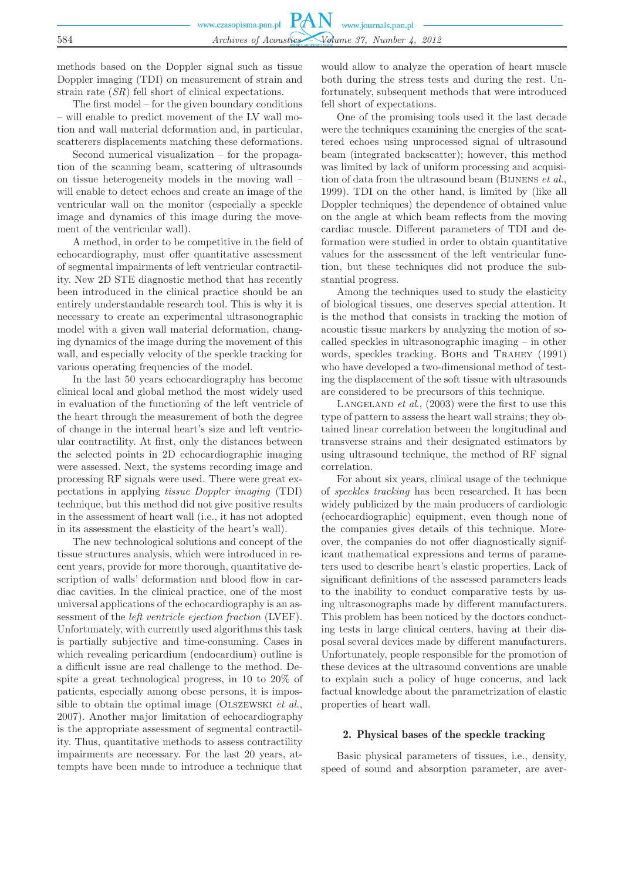methods based on the Doppler signal such as tissue Doppler imaging (TDI) on measurement of strain and strain rate (*SR*) fell short of clinical expectations.

The first model – for the given boundary conditions – will enable to predict movement of the LV wall motion and wall material deformation and, in particular, scatterers displacements matching these deformations.

Second numerical visualization – for the propagation of the scanning beam, scattering of ultrasounds on tissue heterogeneity models in the moving wall – will enable to detect echoes and create an image of the ventricular wall on the monitor (especially a speckle image and dynamics of this image during the movement of the ventricular wall).

A method, in order to be competitive in the field of echocardiography, must offer quantitative assessment of segmental impairments of left ventricular contractility. New 2D STE diagnostic method that has recently been introduced in the clinical practice should be an entirely understandable research tool. This is why it is necessary to create an experimental ultrasonographic model with a given wall material deformation, changing dynamics of the image during the movement of this wall, and especially velocity of the speckle tracking for various operating frequencies of the model.

In the last 50 years echocardiography has become clinical local and global method the most widely used in evaluation of the functioning of the left ventricle of the heart through the measurement of both the degree of change in the internal heart's size and left ventricular contractility. At first, only the distances between the selected points in 2D echocardiographic imaging were assessed. Next, the systems recording image and processing RF signals were used. There were great expectations in applying *tissue Doppler imaging* (TDI) technique, but this method did not give positive results in the assessment of heart wall (i.e., it has not adopted in its assessment the elasticity of the heart's wall).

The new technological solutions and concept of the tissue structures analysis, which were introduced in recent years, provide for more thorough, quantitative description of walls' deformation and blood flow in cardiac cavities. In the clinical practice, one of the most universal applications of the echocardiography is an assessment of the *left ventricle ejection fraction* (LVEF). Unfortunately, with currently used algorithms this task is partially subjective and time-consuming. Cases in which revealing pericardium (endocardium) outline is a difficult issue are real challenge to the method. Despite a great technological progress, in 10 to 20% of patients, especially among obese persons, it is impossible to obtain the optimal image (Olszewski *et al.*, 2007). Another major limitation of echocardiography is the appropriate assessment of segmental contractility. Thus, quantitative methods to assess contractility impairments are necessary. For the last 20 years, attempts have been made to introduce a technique that would allow to analyze the operation of heart muscle both during the stress tests and during the rest. Unfortunately, subsequent methods that were introduced fell short of expectations.

One of the promising tools used it the last decade were the techniques examining the energies of the scattered echoes using unprocessed signal of ultrasound beam (integrated backscatter); however, this method was limited by lack of uniform processing and acquisition of data from the ultrasound beam (Bijnens *et al.*, 1999). TDI on the other hand, is limited by (like all Doppler techniques) the dependence of obtained value on the angle at which beam reflects from the moving cardiac muscle. Different parameters of TDI and deformation were studied in order to obtain quantitative values for the assessment of the left ventricular function, but these techniques did not produce the substantial progress.

Among the techniques used to study the elasticity of biological tissues, one deserves special attention. It is the method that consists in tracking the motion of acoustic tissue markers by analyzing the motion of so-called speckles in ultrasonographic imaging – in other words, speckles tracking. Bohs and Trahey (1991) who have developed a two-dimensional method of testing the displacement of the soft tissue with ultrasounds are considered to be precursors of this technique.

Langeland *et al.*, (2003) were the first to use this type of pattern to assess the heart wall strains; they obtained linear correlation between the longitudinal and transverse strains and their designated estimators by using ultrasound technique, the method of RF signal correlation.

For about six years, clinical usage of the technique of *speckles tracking* has been researched. It has been widely publicized by the main producers of cardiologic (echocardiographic) equipment, even though none of the companies gives details of this technique. Moreover, the companies do not offer diagnostically significant mathematical expressions and terms of parameters used to describe heart's elastic properties. Lack of significant definitions of the assessed parameters leads to the inability to conduct comparative tests by using ultrasonographs made by different manufacturers. This problem has been noticed by the doctors conducting tests in large clinical centers, having at their disposal several devices made by different manufacturers. Unfortunately, people responsible for the promotion of these devices at the ultrasound conventions are unable to explain such a policy of huge concerns, and lack factual knowledge about the parametrization of elastic properties of heart wall.

## 2. Physical bases of the speckle tracking

Basic physical parameters of tissues, i.e., density, speed of sound and absorption parameter, are aver-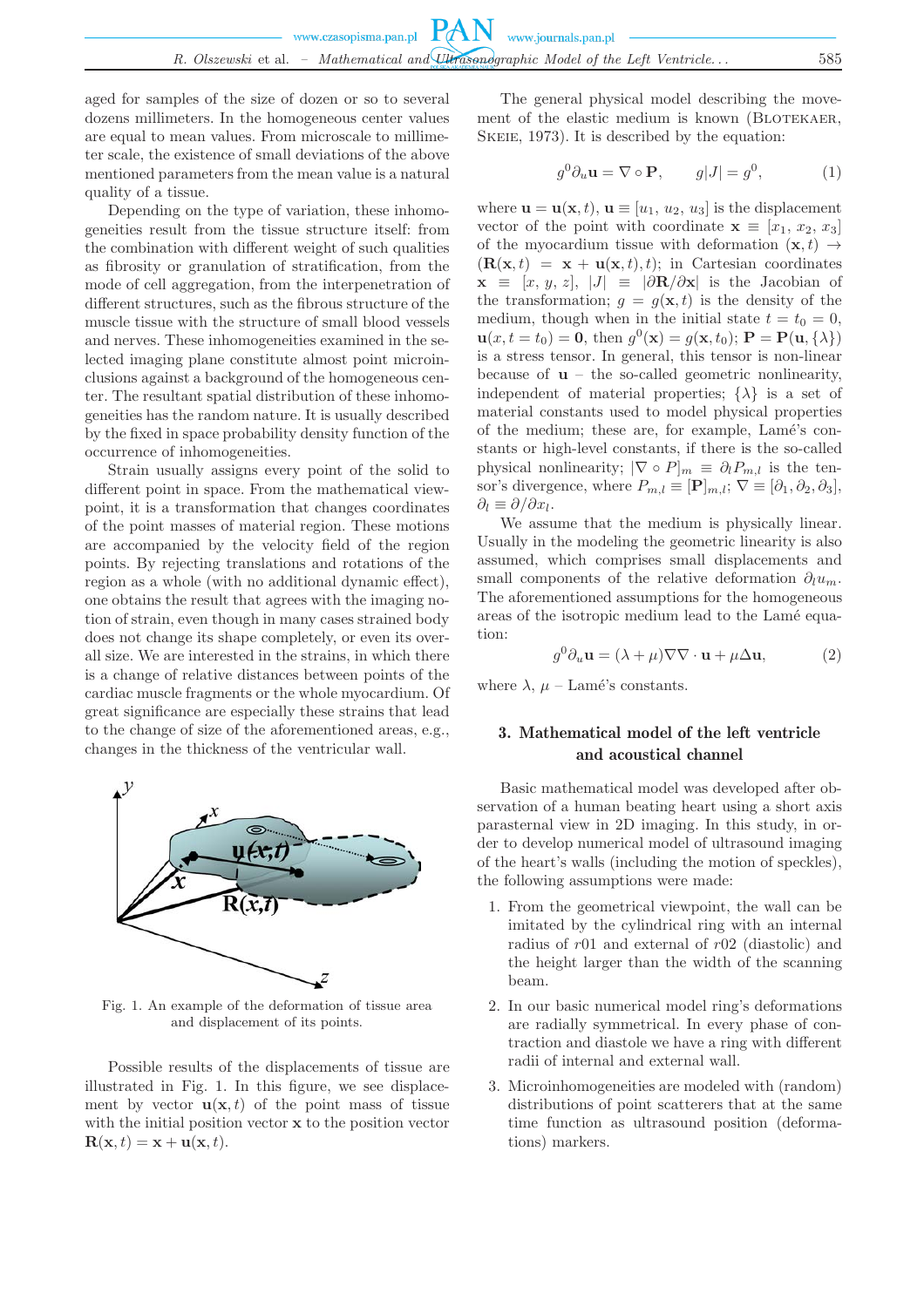aged for samples of the size of dozen or so to several dozens millimeters. In the homogeneous center values are equal to mean values. From microscale to millimeter scale, the existence of small deviations of the above mentioned parameters from the mean value is a natural quality of a tissue.

Depending on the type of variation, these inhomogeneities result from the tissue structure itself: from the combination with different weight of such qualities as fibrosity or granulation of stratification, from the mode of cell aggregation, from the interpenetration of different structures, such as the fibrous structure of the muscle tissue with the structure of small blood vessels and nerves. These inhomogeneities examined in the selected imaging plane constitute almost point microinclusions against a background of the homogeneous center. The resultant spatial distribution of these inhomogeneities has the random nature. It is usually described by the fixed in space probability density function of the occurrence of inhomogeneities.

Strain usually assigns every point of the solid to different point in space. From the mathematical viewpoint, it is a transformation that changes coordinates of the point masses of material region. These motions are accompanied by the velocity field of the region points. By rejecting translations and rotations of the region as a whole (with no additional dynamic effect), one obtains the result that agrees with the imaging notion of strain, even though in many cases strained body does not change its shape completely, or even its overall size. We are interested in the strains, in which there is a change of relative distances between points of the cardiac muscle fragments or the whole myocardium. Of great significance are especially these strains that lead to the change of size of the aforementioned areas, e.g., changes in the thickness of the ventricular wall.

Fig. 1. An example of the deformation of tissue area and displacement of its points.

Possible results of the displacements of tissue are illustrated in Fig. 1. In this figure, we see displacement by vector $\mathbf{u}(\mathbf{x}, t)$ of the point mass of tissue with the initial position vector $\mathbf{x}$ to the position vector $\mathbf{R}(\mathbf{x}, t) = \mathbf{x} + \mathbf{u}(\mathbf{x}, t)$.

The general physical model describing the movement of the elastic medium is known (Blotekaer, Skeie, 1973). It is described by the equation:

$$g^0 \partial_u \mathbf{u} = \nabla \circ \mathbf{P}, \qquad g|J| = g^0, \tag{1}$$

where $\mathbf{u} = \mathbf{u}(\mathbf{x}, t)$, $\mathbf{u} \equiv [u_1, u_2, u_3]$ is the displacement vector of the point with coordinate $\mathbf{x} \equiv [x_1, x_2, x_3]$ of the myocardium tissue with deformation $(\mathbf{x}, t) \to (\mathbf{R}(\mathbf{x}, t) = \mathbf{x} + \mathbf{u}(\mathbf{x}, t), t)$; in Cartesian coordinates $\mathbf{x} \equiv [x, y, z]$, $|J| \equiv |\partial \mathbf{R}/\partial \mathbf{x}|$ is the Jacobian of the transformation; $g = g(\mathbf{x}, t)$ is the density of the medium, though when in the initial state $t = t_0 = 0$, $\mathbf{u}(x, t = t_0) = \mathbf{0}$, then $g^0(\mathbf{x}) = g(\mathbf{x}, t_0)$; $\mathbf{P} = \mathbf{P}(\mathbf{u}, \{\lambda\})$ is a stress tensor. In general, this tensor is non-linear because of $\mathbf{u}$ – the so-called geometric nonlinearity, independent of material properties; $\{\lambda\}$ is a set of material constants used to model physical properties of the medium; these are, for example, Lamé's constants or high-level constants, if there is the so-called physical nonlinearity; $[\nabla \circ P]_m \equiv \partial_l P_{m,l}$ is the tensor's divergence, where $P_{m,l} \equiv [\mathbf{P}]_{m,l}$; $\nabla \equiv [\partial_1, \partial_2, \partial_3]$, $\partial_l \equiv \partial/\partial x_l$.

We assume that the medium is physically linear. Usually in the modeling the geometric linearity is also assumed, which comprises small displacements and small components of the relative deformation $\partial_l u_m$. The aforementioned assumptions for the homogeneous areas of the isotropic medium lead to the Lamé equation:

$$g^0 \partial_u \mathbf{u} = (\lambda + \mu) \nabla\nabla \cdot \mathbf{u} + \mu \Delta \mathbf{u}, \tag{2}$$

where $\lambda$, $\mu$ – Lamé's constants.

## 3. Mathematical model of the left ventricle and acoustical channel

Basic mathematical model was developed after observation of a human beating heart using a short axis parasternal view in 2D imaging. In this study, in order to develop numerical model of ultrasound imaging of the heart's walls (including the motion of speckles), the following assumptions were made:

1. From the geometrical viewpoint, the wall can be imitated by the cylindrical ring with an internal radius of $r01$ and external of $r02$ (diastolic) and the height larger than the width of the scanning beam.
2. In our basic numerical model ring's deformations are radially symmetrical. In every phase of contraction and diastole we have a ring with different radii of internal and external wall.
3. Microinhomogeneities are modeled with (random) distributions of point scatterers that at the same time function as ultrasound position (deformations) markers.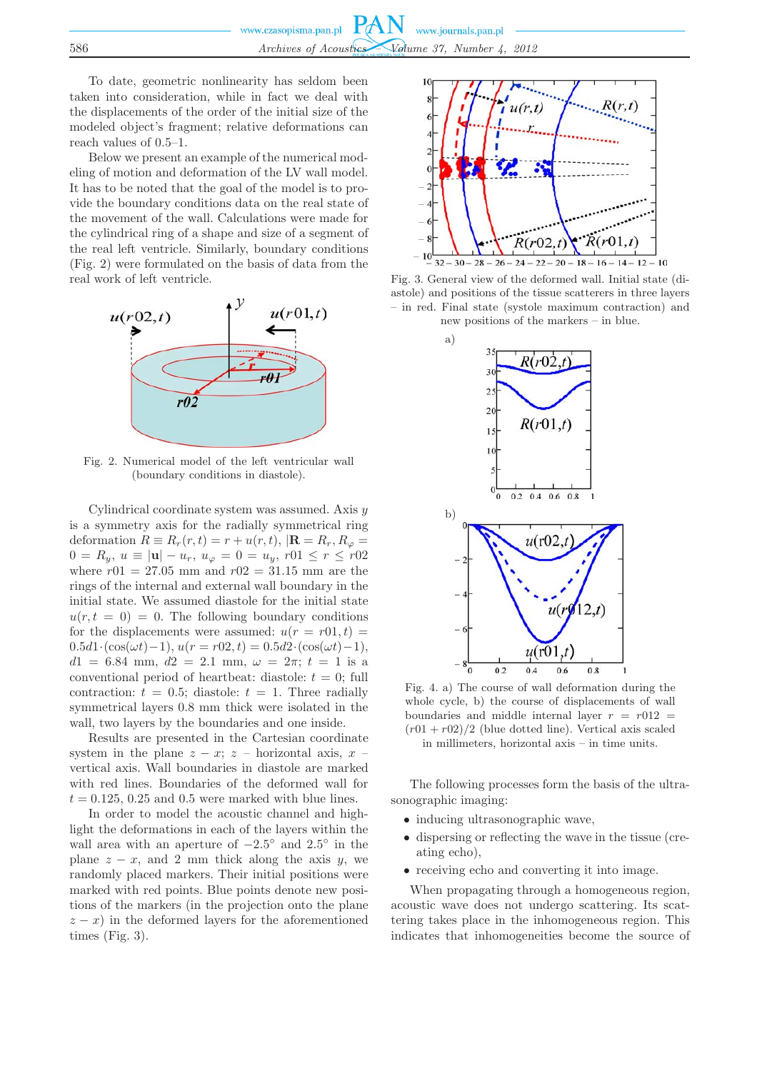To date, geometric nonlinearity has seldom been taken into consideration, while in fact we deal with the displacements of the order of the initial size of the modeled object's fragment; relative deformations can reach values of 0.5–1.

Below we present an example of the numerical modeling of motion and deformation of the LV wall model. It has to be noted that the goal of the model is to provide the boundary conditions data on the real state of the movement of the wall. Calculations were made for the cylindrical ring of a shape and size of a segment of the real left ventricle. Similarly, boundary conditions (Fig. 2) were formulated on the basis of data from the real work of left ventricle.

Fig. 2. Numerical model of the left ventricular wall (boundary conditions in diastole).

Cylindrical coordinate system was assumed. Axis $y$ is a symmetry axis for the radially symmetrical ring deformation $R \equiv R_r(r,t) = r + u(r,t)$, $|\mathbf{R} = R_r, R_\varphi = 0 = R_y$, $u \equiv |\mathbf{u}| - u_r$, $u_\varphi = 0 = u_y$, $r01 \leq r \leq r02$ where $r01 = 27.05$ mm and $r02 = 31.15$ mm are the rings of the internal and external wall boundary in the initial state. We assumed diastole for the initial state $u(r, t = 0) = 0$. The following boundary conditions for the displacements were assumed: $u(r = r01, t) = 0.5d1 \cdot (\cos(\omega t) - 1)$, $u(r = r02, t) = 0.5d2 \cdot (\cos(\omega t) - 1)$, $d1 = 6.84$ mm, $d2 = 2.1$ mm, $\omega = 2\pi$; $t = 1$ is a conventional period of heartbeat: diastole: $t = 0$; full contraction: $t = 0.5$; diastole: $t = 1$. Three radially symmetrical layers 0.8 mm thick were isolated in the wall, two layers by the boundaries and one inside.

Results are presented in the Cartesian coordinate system in the plane $z - x$; $z$ – horizontal axis, $x$ – vertical axis. Wall boundaries in diastole are marked with red lines. Boundaries of the deformed wall for $t = 0.125$, 0.25 and 0.5 were marked with blue lines.

In order to model the acoustic channel and highlight the deformations in each of the layers within the wall area with an aperture of $-2.5°$ and $2.5°$ in the plane $z - x$, and 2 mm thick along the axis $y$, we randomly placed markers. Their initial positions were marked with red points. Blue points denote new positions of the markers (in the projection onto the plane $z - x$) in the deformed layers for the aforementioned times (Fig. 3).

Fig. 3. General view of the deformed wall. Initial state (diastole) and positions of the tissue scatterers in three layers – in red. Final state (systole maximum contraction) and new positions of the markers – in blue.

Fig. 4. a) The course of wall deformation during the whole cycle, b) the course of displacements of wall boundaries and middle internal layer $r = r012 = (r01 + r02)/2$ (blue dotted line). Vertical axis scaled in millimeters, horizontal axis – in time units.

The following processes form the basis of the ultrasonographic imaging:

- inducing ultrasonographic wave,
- dispersing or reflecting the wave in the tissue (creating echo),
- receiving echo and converting it into image.

When propagating through a homogeneous region, acoustic wave does not undergo scattering. Its scattering takes place in the inhomogeneous region. This indicates that inhomogeneities become the source of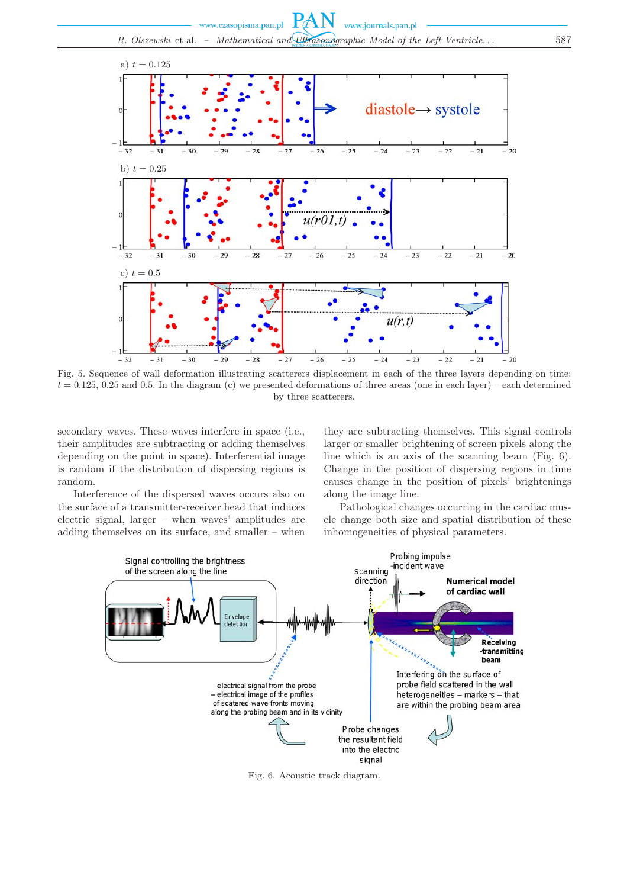Fig. 5. Sequence of wall deformation illustrating scatterers displacement in each of the three layers depending on time: $t = 0.125$, 0.25 and 0.5. In the diagram (c) we presented deformations of three areas (one in each layer) – each determined by three scatterers.

secondary waves. These waves interfere in space (i.e., their amplitudes are subtracting or adding themselves depending on the point in space). Interferential image is random if the distribution of dispersing regions is random.

Interference of the dispersed waves occurs also on the surface of a transmitter-receiver head that induces electric signal, larger – when waves' amplitudes are adding themselves on its surface, and smaller – when they are subtracting themselves. This signal controls larger or smaller brightening of screen pixels along the line which is an axis of the scanning beam (Fig. 6). Change in the position of dispersing regions in time causes change in the position of pixels' brightenings along the image line.

Pathological changes occurring in the cardiac muscle change both size and spatial distribution of these inhomogeneities of physical parameters.

Fig. 6. Acoustic track diagram.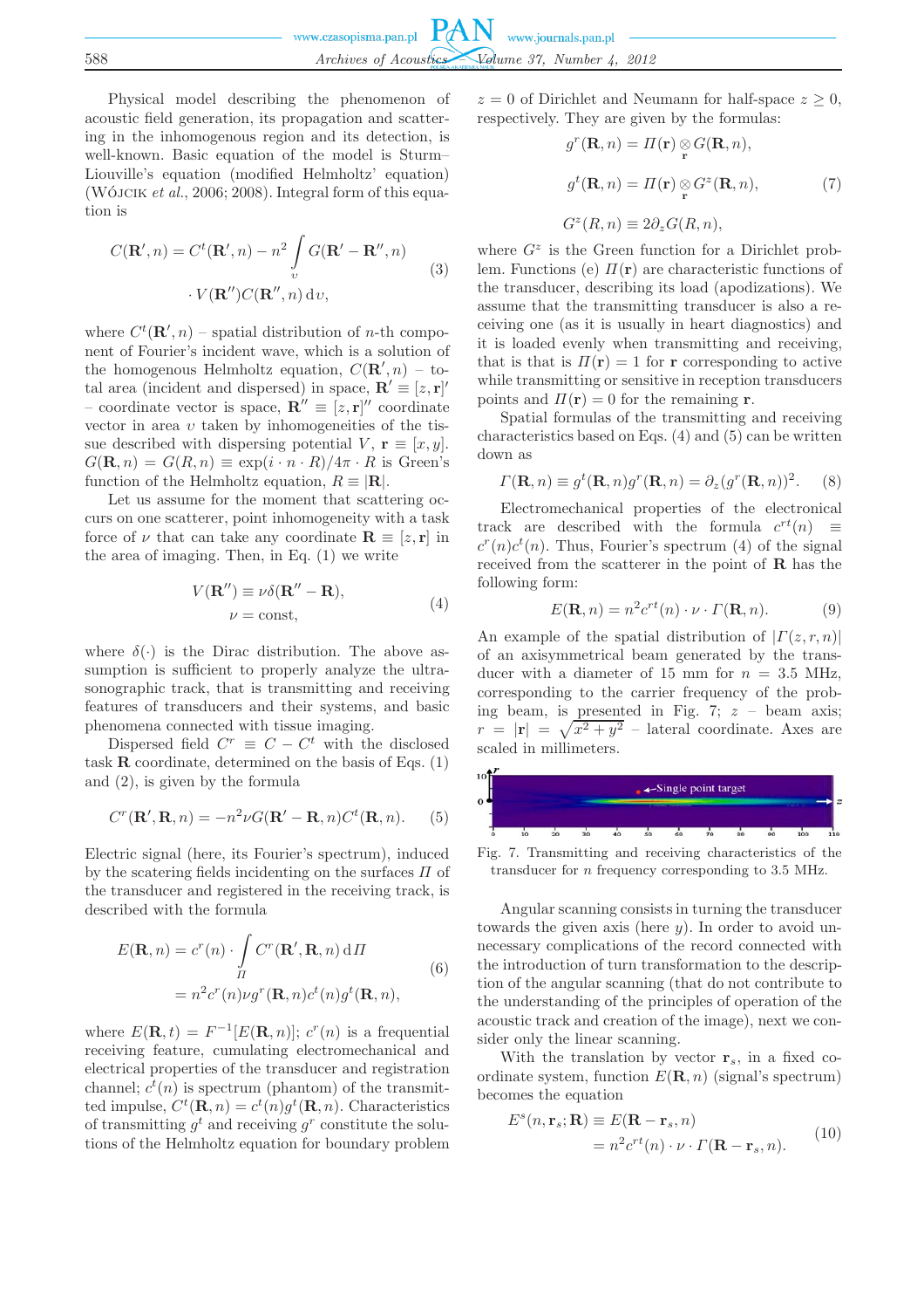Physical model describing the phenomenon of acoustic field generation, its propagation and scattering in the inhomogenous region and its detection, is well-known. Basic equation of the model is Sturm–Liouville's equation (modified Helmholtz' equation) (Wójcik *et al.*, 2006; 2008). Integral form of this equation is

$$C(\mathbf{R}',n) = C^t(\mathbf{R}',n) - n^2 \int\limits_{v} G(\mathbf{R}' - \mathbf{R}'',n) \cdot V(\mathbf{R}'')C(\mathbf{R}'',n)\,\mathrm{d}v, \tag{3}$$

where $C^t(\mathbf{R}',n)$ – spatial distribution of $n$-th component of Fourier's incident wave, which is a solution of the homogenous Helmholtz equation, $C(\mathbf{R}',n)$ – total area (incident and dispersed) in space, $\mathbf{R}' \equiv [z,\mathbf{r}]'$ – coordinate vector is space, $\mathbf{R}'' \equiv [z,\mathbf{r}]''$ coordinate vector in area $v$ taken by inhomogeneities of the tissue described with dispersing potential $V$, $\mathbf{r} \equiv [x,y]$. $G(\mathbf{R},n) = G(R,n) \equiv \exp(i \cdot n \cdot R)/4\pi \cdot R$ is Green's function of the Helmholtz equation, $R \equiv |\mathbf{R}|$.

Let us assume for the moment that scattering occurs on one scatterer, point inhomogeneity with a task force of $\nu$ that can take any coordinate $\mathbf{R} \equiv [z,\mathbf{r}]$ in the area of imaging. Then, in Eq. (1) we write

$$V(\mathbf{R}'') \equiv \nu\delta(\mathbf{R}'' - \mathbf{R}), \qquad \nu = \text{const}, \tag{4}$$

where $\delta(\cdot)$ is the Dirac distribution. The above assumption is sufficient to properly analyze the ultrasonographic track, that is transmitting and receiving features of transducers and their systems, and basic phenomena connected with tissue imaging.

Dispersed field $C^r \equiv C - C^t$ with the disclosed task $\mathbf{R}$ coordinate, determined on the basis of Eqs. (1) and (2), is given by the formula

$$C^r(\mathbf{R}',\mathbf{R},n) = -n^2\nu G(\mathbf{R}' - \mathbf{R},n)C^t(\mathbf{R},n). \tag{5}$$

Electric signal (here, its Fourier's spectrum), induced by the scatering fields incidenting on the surfaces $\Pi$ of the transducer and registered in the receiving track, is described with the formula

$$\begin{aligned} E(\mathbf{R},n) &= c^r(n) \cdot \int\limits_{\Pi} C^r(\mathbf{R}',\mathbf{R},n)\,\mathrm{d}\Pi \\ &= n^2 c^r(n)\nu g^r(\mathbf{R},n)c^t(n)g^t(\mathbf{R},n), \end{aligned} \tag{6}$$

where $E(\mathbf{R},t) = F^{-1}[E(\mathbf{R},n)]$; $c^r(n)$ is a frequential receiving feature, cumulating electromechanical and electrical properties of the transducer and registration channel; $c^t(n)$ is spectrum (phantom) of the transmitted impulse, $C^t(\mathbf{R},n) = c^t(n)g^t(\mathbf{R},n)$. Characteristics of transmitting $g^t$ and receiving $g^r$ constitute the solutions of the Helmholtz equation for boundary problem $z = 0$ of Dirichlet and Neumann for half-space $z \geq 0$, respectively. They are given by the formulas:

$$\begin{aligned} g^r(\mathbf{R},n) &= \Pi(\mathbf{r}) \underset{\mathbf{r}}{\otimes} G(\mathbf{R},n), \\ g^t(\mathbf{R},n) &= \Pi(\mathbf{r}) \underset{\mathbf{r}}{\otimes} G^z(\mathbf{R},n), \\ G^z(R,n) &\equiv 2\partial_z G(R,n), \end{aligned} \tag{7}$$

where $G^z$ is the Green function for a Dirichlet problem. Functions (e) $\Pi(\mathbf{r})$ are characteristic functions of the transducer, describing its load (apodizations). We assume that the transmitting transducer is also a receiving one (as it is usually in heart diagnostics) and it is loaded evenly when transmitting and receiving, that is that is $\Pi(\mathbf{r}) = 1$ for $\mathbf{r}$ corresponding to active while transmitting or sensitive in reception transducers points and $\Pi(\mathbf{r}) = 0$ for the remaining $\mathbf{r}$.

Spatial formulas of the transmitting and receiving characteristics based on Eqs. (4) and (5) can be written down as

$$\Gamma(\mathbf{R},n) \equiv g^t(\mathbf{R},n)g^r(\mathbf{R},n) = \partial_z(g^r(\mathbf{R},n))^2. \tag{8}$$

Electromechanical properties of the electronical track are described with the formula $c^{rt}(n) \equiv c^r(n)c^t(n)$. Thus, Fourier's spectrum (4) of the signal received from the scatterer in the point of $\mathbf{R}$ has the following form:

$$E(\mathbf{R},n) = n^2 c^{rt}(n) \cdot \nu \cdot \Gamma(\mathbf{R},n). \tag{9}$$

An example of the spatial distribution of $|\Gamma(z,r,n)|$ of an axisymmetrical beam generated by the transducer with a diameter of 15 mm for $n = 3.5$ MHz, corresponding to the carrier frequency of the probing beam, is presented in Fig. 7; $z$ – beam axis; $r = |\mathbf{r}| = \sqrt{x^2 + y^2}$ – lateral coordinate. Axes are scaled in millimeters.

Fig. 7. Transmitting and receiving characteristics of the transducer for $n$ frequency corresponding to 3.5 MHz.

Angular scanning consists in turning the transducer towards the given axis (here $y$). In order to avoid unnecessary complications of the record connected with the introduction of turn transformation to the description of the angular scanning (that do not contribute to the understanding of the principles of operation of the acoustic track and creation of the image), next we consider only the linear scanning.

With the translation by vector $\mathbf{r}_s$, in a fixed coordinate system, function $E(\mathbf{R},n)$ (signal's spectrum) becomes the equation

$$\begin{aligned} E^s(n,\mathbf{r}_s;\mathbf{R}) &\equiv E(\mathbf{R} - \mathbf{r}_s,n) \\ &= n^2 c^{rt}(n) \cdot \nu \cdot \Gamma(\mathbf{R} - \mathbf{r}_s,n). \end{aligned} \tag{10}$$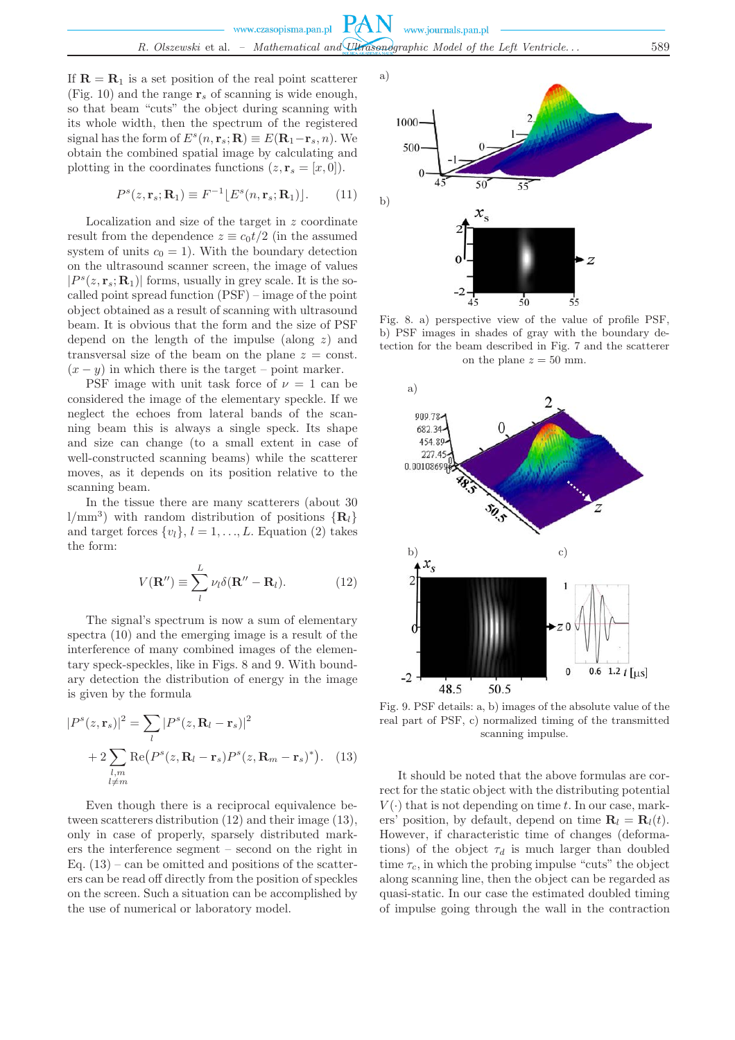If $\mathbf{R} = \mathbf{R}_1$ is a set position of the real point scatterer (Fig. 10) and the range $\mathbf{r}_s$ of scanning is wide enough, so that beam "cuts" the object during scanning with its whole width, then the spectrum of the registered signal has the form of $E^s(n, \mathbf{r}_s; \mathbf{R}) \equiv E(\mathbf{R}_1 - \mathbf{r}_s, n)$. We obtain the combined spatial image by calculating and plotting in the coordinates functions $(z, \mathbf{r}_s = [x, 0])$.

$$P^s(z, \mathbf{r}_s; \mathbf{R}_1) \equiv F^{-1}\lfloor E^s(n, \mathbf{r}_s; \mathbf{R}_1)\rfloor. \tag{11}$$

Localization and size of the target in $z$ coordinate result from the dependence $z \equiv c_0 t/2$ (in the assumed system of units $c_0 = 1$). With the boundary detection on the ultrasound scanner screen, the image of values $|P^s(z, \mathbf{r}_s; \mathbf{R}_1)|$ forms, usually in grey scale. It is the so-called point spread function (PSF) – image of the point object obtained as a result of scanning with ultrasound beam. It is obvious that the form and the size of PSF depend on the length of the impulse (along $z$) and transversal size of the beam on the plane $z = \text{const.}$ $(x - y)$ in which there is the target – point marker.

PSF image with unit task force of $\nu = 1$ can be considered the image of the elementary speckle. If we neglect the echoes from lateral bands of the scanning beam this is always a single speck. Its shape and size can change (to a small extent in case of well-constructed scanning beams) while the scatterer moves, as it depends on its position relative to the scanning beam.

In the tissue there are many scatterers (about 30 l/mm$^3$) with random distribution of positions $\{\mathbf{R}_l\}$ and target forces $\{v_l\}$, $l = 1, \ldots, L$. Equation (2) takes the form:

$$V(\mathbf{R}'') \equiv \sum_{l}^{L} \nu_l \delta(\mathbf{R}'' - \mathbf{R}_l). \tag{12}$$

The signal's spectrum is now a sum of elementary spectra (10) and the emerging image is a result of the interference of many combined images of the elementary speck-speckles, like in Figs. 8 and 9. With boundary detection the distribution of energy in the image is given by the formula

$$|P^s(z, \mathbf{r}_s)|^2 = \sum_{l} |P^s(z, \mathbf{R}_l - \mathbf{r}_s)|^2 + 2 \sum_{\substack{l,m \\ l \neq m}} \text{Re}\big(P^s(z, \mathbf{R}_l - \mathbf{r}_s) P^s(z, \mathbf{R}_m - \mathbf{r}_s)^*\big). \tag{13}$$

Even though there is a reciprocal equivalence between scatterers distribution (12) and their image (13), only in case of properly, sparsely distributed markers the interference segment – second on the right in Eq. (13) – can be omitted and positions of the scatterers can be read off directly from the position of speckles on the screen. Such a situation can be accomplished by the use of numerical or laboratory model.

Fig. 8. a) perspective view of the value of profile PSF, b) PSF images in shades of gray with the boundary detection for the beam described in Fig. 7 and the scatterer on the plane $z = 50$ mm.

Fig. 9. PSF details: a, b) images of the absolute value of the real part of PSF, c) normalized timing of the transmitted scanning impulse.

It should be noted that the above formulas are correct for the static object with the distributing potential $V(\cdot)$ that is not depending on time $t$. In our case, markers' position, by default, depend on time $\mathbf{R}_l = \mathbf{R}_l(t)$. However, if characteristic time of changes (deformations) of the object $\tau_d$ is much larger than doubled time $\tau_c$, in which the probing impulse "cuts" the object along scanning line, then the object can be regarded as quasi-static. In our case the estimated doubled timing of impulse going through the wall in the contraction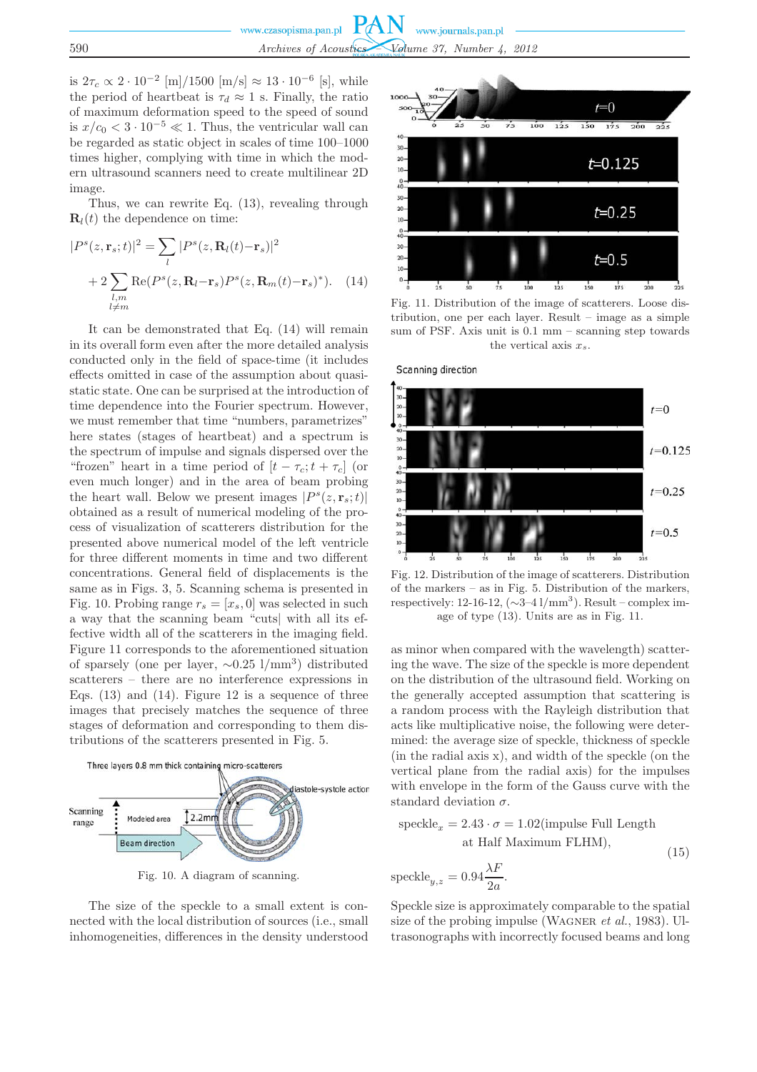is $2\tau_c \propto 2 \cdot 10^{-2}$ [m]/1500 [m/s] $\approx 13 \cdot 10^{-6}$ [s], while the period of heartbeat is $\tau_d \approx 1$ s. Finally, the ratio of maximum deformation speed to the speed of sound is $x/c_0 < 3 \cdot 10^{-5} \ll 1$. Thus, the ventricular wall can be regarded as static object in scales of time 100–1000 times higher, complying with time in which the modern ultrasound scanners need to create multilinear 2D image.

Thus, we can rewrite Eq. (13), revealing through $\mathbf{R}_l(t)$ the dependence on time:

$$|P^s(z, \mathbf{r}_s; t)|^2 = \sum_l |P^s(z, \mathbf{R}_l(t) - \mathbf{r}_s)|^2 + 2 \sum_{\substack{l,m \\ l \neq m}} \mathrm{Re}(P^s(z, \mathbf{R}_l - \mathbf{r}_s) P^s(z, \mathbf{R}_m(t) - \mathbf{r}_s)^*). \quad (14)$$

It can be demonstrated that Eq. (14) will remain in its overall form even after the more detailed analysis conducted only in the field of space-time (it includes effects omitted in case of the assumption about quasi-static state. One can be surprised at the introduction of time dependence into the Fourier spectrum. However, we must remember that time "numbers, parametrizes" here states (stages of heartbeat) and a spectrum is the spectrum of impulse and signals dispersed over the "frozen" heart in a time period of $[t - \tau_c; t + \tau_c]$ (or even much longer) and in the area of beam probing the heart wall. Below we present images $|P^s(z, \mathbf{r}_s; t)|$ obtained as a result of numerical modeling of the process of visualization of scatterers distribution for the presented above numerical model of the left ventricle for three different moments in time and two different concentrations. General field of displacements is the same as in Figs. 3, 5. Scanning schema is presented in Fig. 10. Probing range $r_s = [x_s, 0]$ was selected in such a way that the scanning beam "cuts| with all its effective width all of the scatterers in the imaging field. Figure 11 corresponds to the aforementioned situation of sparsely (one per layer, ~0.25 1/mm$^3$) distributed scatterers – there are no interference expressions in Eqs. (13) and (14). Figure 12 is a sequence of three images that precisely matches the sequence of three stages of deformation and corresponding to them distributions of the scatterers presented in Fig. 5.

Fig. 10. A diagram of scanning.

Fig. 11. Distribution of the image of scatterers. Loose distribution, one per each layer. Result – image as a simple sum of PSF. Axis unit is 0.1 mm – scanning step towards the vertical axis $x_s$.

Fig. 12. Distribution of the image of scatterers. Distribution of the markers – as in Fig. 5. Distribution of the markers, respectively: 12-16-12, (~3–4 1/mm$^3$). Result – complex image of type (13). Units are as in Fig. 11.

The size of the speckle to a small extent is connected with the local distribution of sources (i.e., small inhomogeneities, differences in the density understood as minor when compared with the wavelength) scattering the wave. The size of the speckle is more dependent on the distribution of the ultrasound field. Working on the generally accepted assumption that scattering is a random process with the Rayleigh distribution that acts like multiplicative noise, the following were determined: the average size of speckle, thickness of speckle (in the radial axis x), and width of the speckle (on the vertical plane from the radial axis) for the impulses with envelope in the form of the Gauss curve with the standard deviation $\sigma$.

$$\text{speckle}_x = 2.43 \cdot \sigma = 1.02(\text{impulse Full Length at Half Maximum FLHM}),$$
$$\text{speckle}_{y,z} = 0.94 \frac{\lambda F}{2a}. \quad (15)$$

Speckle size is approximately comparable to the spatial size of the probing impulse (Wagner *et al.*, 1983). Ultrasonographs with incorrectly focused beams and long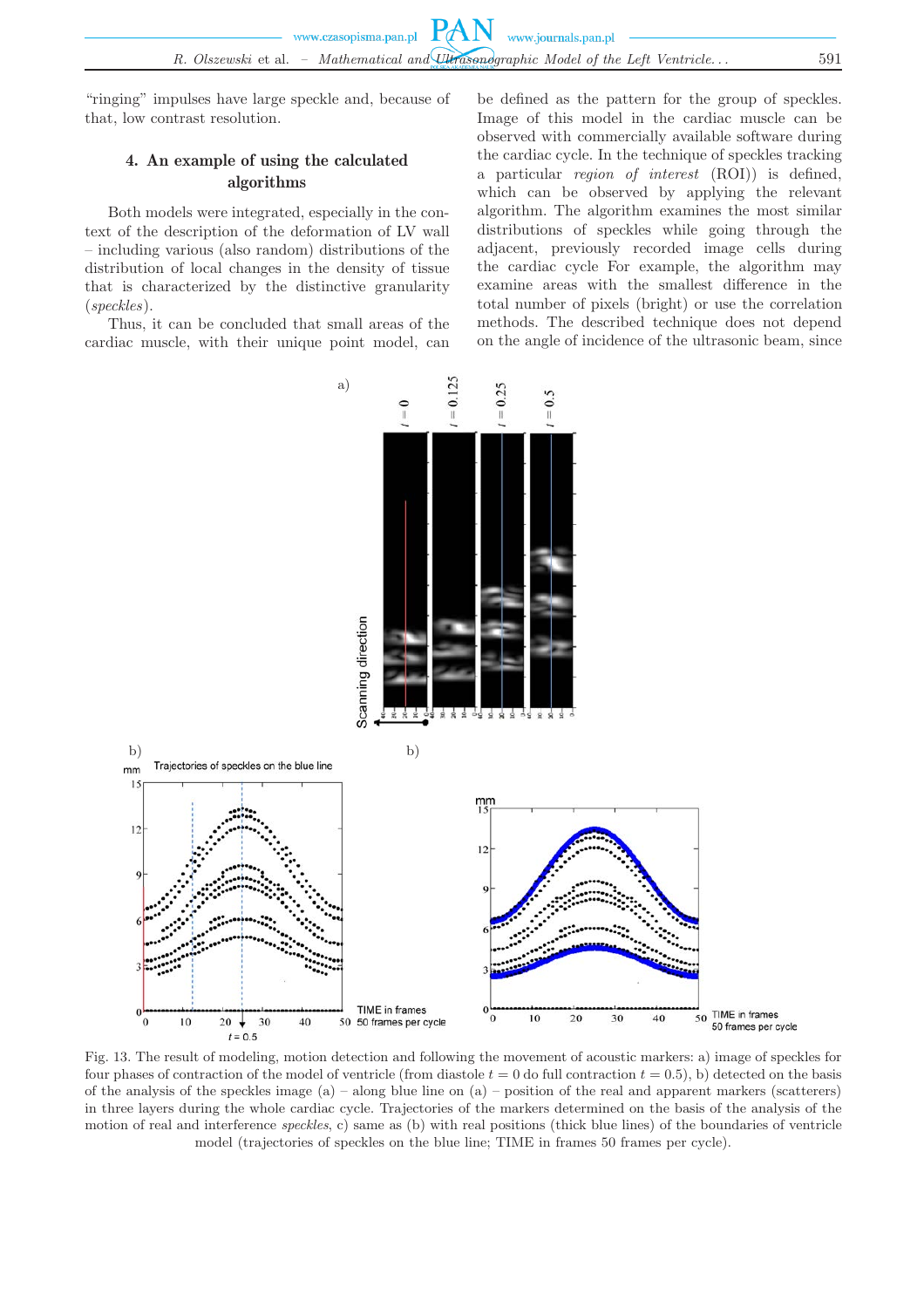"ringing" impulses have large speckle and, because of that, low contrast resolution.

## 4. An example of using the calculated algorithms

Both models were integrated, especially in the context of the description of the deformation of LV wall – including various (also random) distributions of the distribution of local changes in the density of tissue that is characterized by the distinctive granularity (*speckles*).

Thus, it can be concluded that small areas of the cardiac muscle, with their unique point model, can be defined as the pattern for the group of speckles. Image of this model in the cardiac muscle can be observed with commercially available software during the cardiac cycle. In the technique of speckles tracking a particular *region of interest* (ROI)) is defined, which can be observed by applying the relevant algorithm. The algorithm examines the most similar distributions of speckles while going through the adjacent, previously recorded image cells during the cardiac cycle For example, the algorithm may examine areas with the smallest difference in the total number of pixels (bright) or use the correlation methods. The described technique does not depend on the angle of incidence of the ultrasonic beam, since

Fig. 13. The result of modeling, motion detection and following the movement of acoustic markers: a) image of speckles for four phases of contraction of the model of ventricle (from diastole $t = 0$ do full contraction $t = 0.5$), b) detected on the basis of the analysis of the speckles image (a) – along blue line on (a) – position of the real and apparent markers (scatterers) in three layers during the whole cardiac cycle. Trajectories of the markers determined on the basis of the analysis of the motion of real and interference *speckles*, c) same as (b) with real positions (thick blue lines) of the boundaries of ventricle model (trajectories of speckles on the blue line; TIME in frames 50 frames per cycle).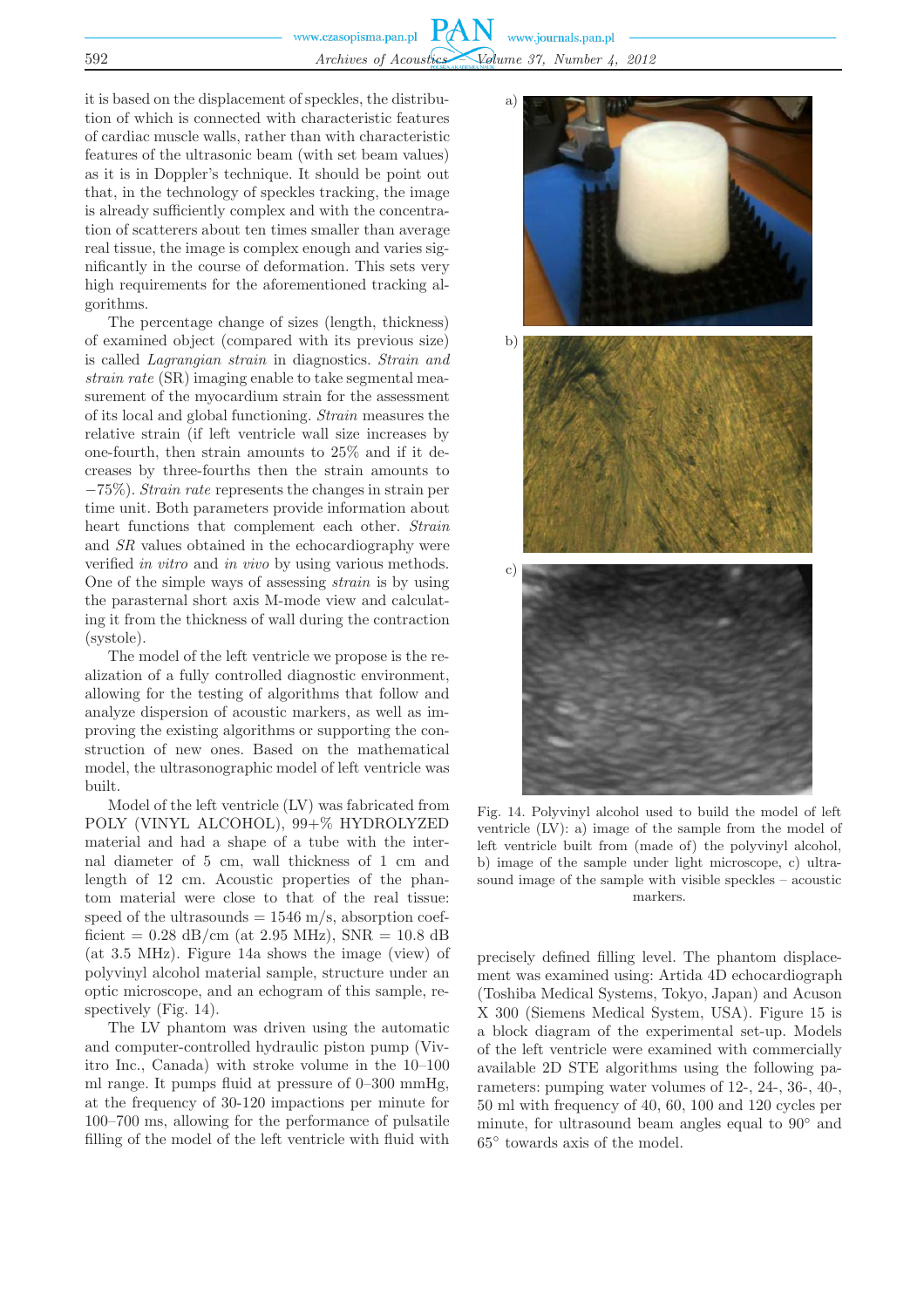it is based on the displacement of speckles, the distribution of which is connected with characteristic features of cardiac muscle walls, rather than with characteristic features of the ultrasonic beam (with set beam values) as it is in Doppler's technique. It should be point out that, in the technology of speckles tracking, the image is already sufficiently complex and with the concentration of scatterers about ten times smaller than average real tissue, the image is complex enough and varies significantly in the course of deformation. This sets very high requirements for the aforementioned tracking algorithms.

The percentage change of sizes (length, thickness) of examined object (compared with its previous size) is called *Lagrangian strain* in diagnostics. *Strain and strain rate* (SR) imaging enable to take segmental measurement of the myocardium strain for the assessment of its local and global functioning. *Strain* measures the relative strain (if left ventricle wall size increases by one-fourth, then strain amounts to 25% and if it decreases by three-fourths then the strain amounts to −75%). *Strain rate* represents the changes in strain per time unit. Both parameters provide information about heart functions that complement each other. *Strain* and *SR* values obtained in the echocardiography were verified *in vitro* and *in vivo* by using various methods. One of the simple ways of assessing *strain* is by using the parasternal short axis M-mode view and calculating it from the thickness of wall during the contraction (systole).

The model of the left ventricle we propose is the realization of a fully controlled diagnostic environment, allowing for the testing of algorithms that follow and analyze dispersion of acoustic markers, as well as improving the existing algorithms or supporting the construction of new ones. Based on the mathematical model, the ultrasonographic model of left ventricle was built.

Model of the left ventricle (LV) was fabricated from POLY (VINYL ALCOHOL), 99+% HYDROLYZED material and had a shape of a tube with the internal diameter of 5 cm, wall thickness of 1 cm and length of 12 cm. Acoustic properties of the phantom material were close to that of the real tissue: speed of the ultrasounds = 1546 m/s, absorption coefficient = 0.28 dB/cm (at 2.95 MHz), SNR = 10.8 dB (at 3.5 MHz). Figure 14a shows the image (view) of polyvinyl alcohol material sample, structure under an optic microscope, and an echogram of this sample, respectively (Fig. 14).

The LV phantom was driven using the automatic and computer-controlled hydraulic piston pump (Vivitro Inc., Canada) with stroke volume in the 10–100 ml range. It pumps fluid at pressure of 0–300 mmHg, at the frequency of 30-120 impactions per minute for 100–700 ms, allowing for the performance of pulsatile filling of the model of the left ventricle with fluid with precisely defined filling level. The phantom displacement was examined using: Artida 4D echocardiograph (Toshiba Medical Systems, Tokyo, Japan) and Acuson X 300 (Siemens Medical System, USA). Figure 15 is a block diagram of the experimental set-up. Models of the left ventricle were examined with commercially available 2D STE algorithms using the following parameters: pumping water volumes of 12-, 24-, 36-, 40-, 50 ml with frequency of 40, 60, 100 and 120 cycles per minute, for ultrasound beam angles equal to 90° and 65° towards axis of the model.

Fig. 14. Polyvinyl alcohol used to build the model of left ventricle (LV): a) image of the sample from the model of left ventricle built from (made of) the polyvinyl alcohol, b) image of the sample under light microscope, c) ultrasound image of the sample with visible speckles – acoustic markers.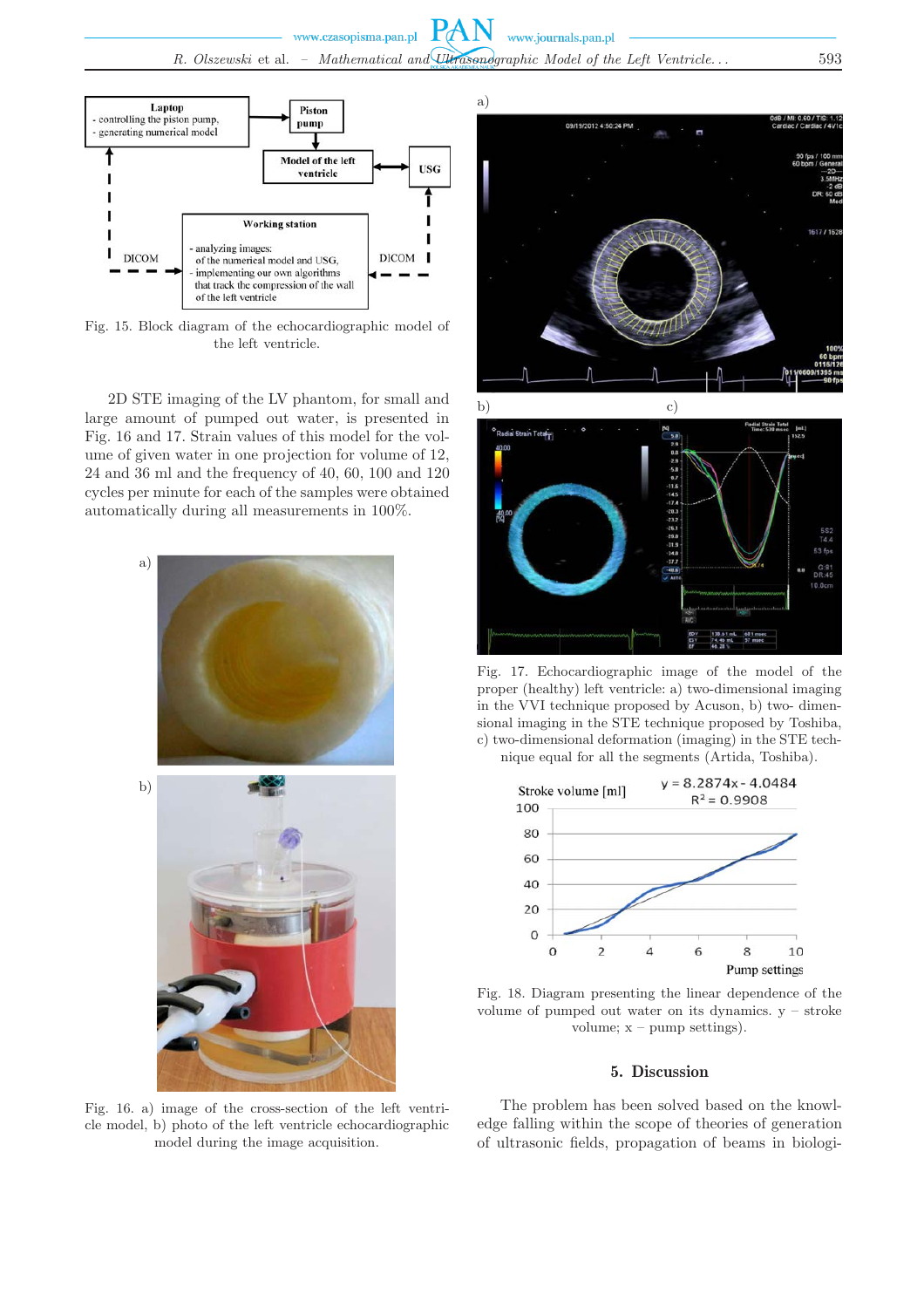Fig. 15. Block diagram of the echocardiographic model of the left ventricle.

2D STE imaging of the LV phantom, for small and large amount of pumped out water, is presented in Fig. 16 and 17. Strain values of this model for the volume of given water in one projection for volume of 12, 24 and 36 ml and the frequency of 40, 60, 100 and 120 cycles per minute for each of the samples were obtained automatically during all measurements in 100%.

Fig. 16. a) image of the cross-section of the left ventricle model, b) photo of the left ventricle echocardiographic model during the image acquisition.

Fig. 17. Echocardiographic image of the model of the proper (healthy) left ventricle: a) two-dimensional imaging in the VVI technique proposed by Acuson, b) two- dimensional imaging in the STE technique proposed by Toshiba, c) two-dimensional deformation (imaging) in the STE technique equal for all the segments (Artida, Toshiba).

Fig. 18. Diagram presenting the linear dependence of the volume of pumped out water on its dynamics. y – stroke volume; x – pump settings).

## 5. Discussion

The problem has been solved based on the knowledge falling within the scope of theories of generation of ultrasonic fields, propagation of beams in biologi-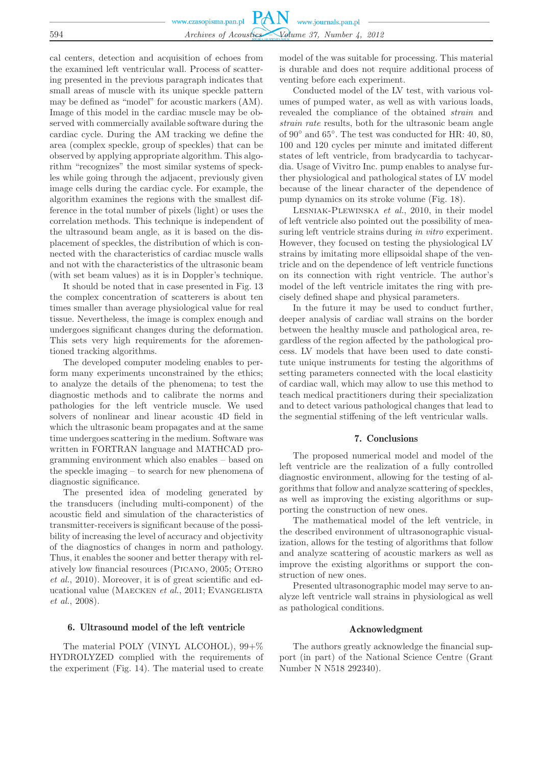cal centers, detection and acquisition of echoes from the examined left ventricular wall. Process of scattering presented in the previous paragraph indicates that small areas of muscle with its unique speckle pattern may be defined as "model" for acoustic markers (AM). Image of this model in the cardiac muscle may be observed with commercially available software during the cardiac cycle. During the AM tracking we define the area (complex speckle, group of speckles) that can be observed by applying appropriate algorithm. This algorithm "recognizes" the most similar systems of speckles while going through the adjacent, previously given image cells during the cardiac cycle. For example, the algorithm examines the regions with the smallest difference in the total number of pixels (light) or uses the correlation methods. This technique is independent of the ultrasound beam angle, as it is based on the displacement of speckles, the distribution of which is connected with the characteristics of cardiac muscle walls and not with the characteristics of the ultrasonic beam (with set beam values) as it is in Doppler's technique.

It should be noted that in case presented in Fig. 13 the complex concentration of scatterers is about ten times smaller than average physiological value for real tissue. Nevertheless, the image is complex enough and undergoes significant changes during the deformation. This sets very high requirements for the aforementioned tracking algorithms.

The developed computer modeling enables to perform many experiments unconstrained by the ethics; to analyze the details of the phenomena; to test the diagnostic methods and to calibrate the norms and pathologies for the left ventricle muscle. We used solvers of nonlinear and linear acoustic 4D field in which the ultrasonic beam propagates and at the same time undergoes scattering in the medium. Software was written in FORTRAN language and MATHCAD programming environment which also enables – based on the speckle imaging – to search for new phenomena of diagnostic significance.

The presented idea of modeling generated by the transducers (including multi-component) of the acoustic field and simulation of the characteristics of transmitter-receivers is significant because of the possibility of increasing the level of accuracy and objectivity of the diagnostics of changes in norm and pathology. Thus, it enables the sooner and better therapy with relatively low financial resources (Picano, 2005; Otero *et al.*, 2010). Moreover, it is of great scientific and educational value (Maecken *et al.*, 2011; Evangelista *et al.*, 2008).

## 6. Ultrasound model of the left ventricle

The material POLY (VINYL ALCOHOL), 99+% HYDROLYZED complied with the requirements of the experiment (Fig. 14). The material used to create model of the was suitable for processing. This material is durable and does not require additional process of venting before each experiment.

Conducted model of the LV test, with various volumes of pumped water, as well as with various loads, revealed the compliance of the obtained *strain* and *strain rate* results, both for the ultrasonic beam angle of 90° and 65°. The test was conducted for HR: 40, 80, 100 and 120 cycles per minute and imitated different states of left ventricle, from bradycardia to tachycardia. Usage of Vivitro Inc. pump enables to analyse further physiological and pathological states of LV model because of the linear character of the dependence of pump dynamics on its stroke volume (Fig. 18).

Lesniak-Plewinska *et al.*, 2010, in their model of left ventricle also pointed out the possibility of measuring left ventricle strains during *in vitro* experiment. However, they focused on testing the physiological LV strains by imitating more ellipsoidal shape of the ventricle and on the dependence of left ventricle functions on its connection with right ventricle. The author's model of the left ventricle imitates the ring with precisely defined shape and physical parameters.

In the future it may be used to conduct further, deeper analysis of cardiac wall strains on the border between the healthy muscle and pathological area, regardless of the region affected by the pathological process. LV models that have been used to date constitute unique instruments for testing the algorithms of setting parameters connected with the local elasticity of cardiac wall, which may allow to use this method to teach medical practitioners during their specialization and to detect various pathological changes that lead to the segmential stiffening of the left ventricular walls.

## 7. Conclusions

The proposed numerical model and model of the left ventricle are the realization of a fully controlled diagnostic environment, allowing for the testing of algorithms that follow and analyze scattering of speckles, as well as improving the existing algorithms or supporting the construction of new ones.

The mathematical model of the left ventricle, in the described environment of ultrasonographic visualization, allows for the testing of algorithms that follow and analyze scattering of acoustic markers as well as improve the existing algorithms or support the construction of new ones.

Presented ultrasonographic model may serve to analyze left ventricle wall strains in physiological as well as pathological conditions.

## Acknowledgment

The authors greatly acknowledge the financial support (in part) of the National Science Centre (Grant Number N N518 292340).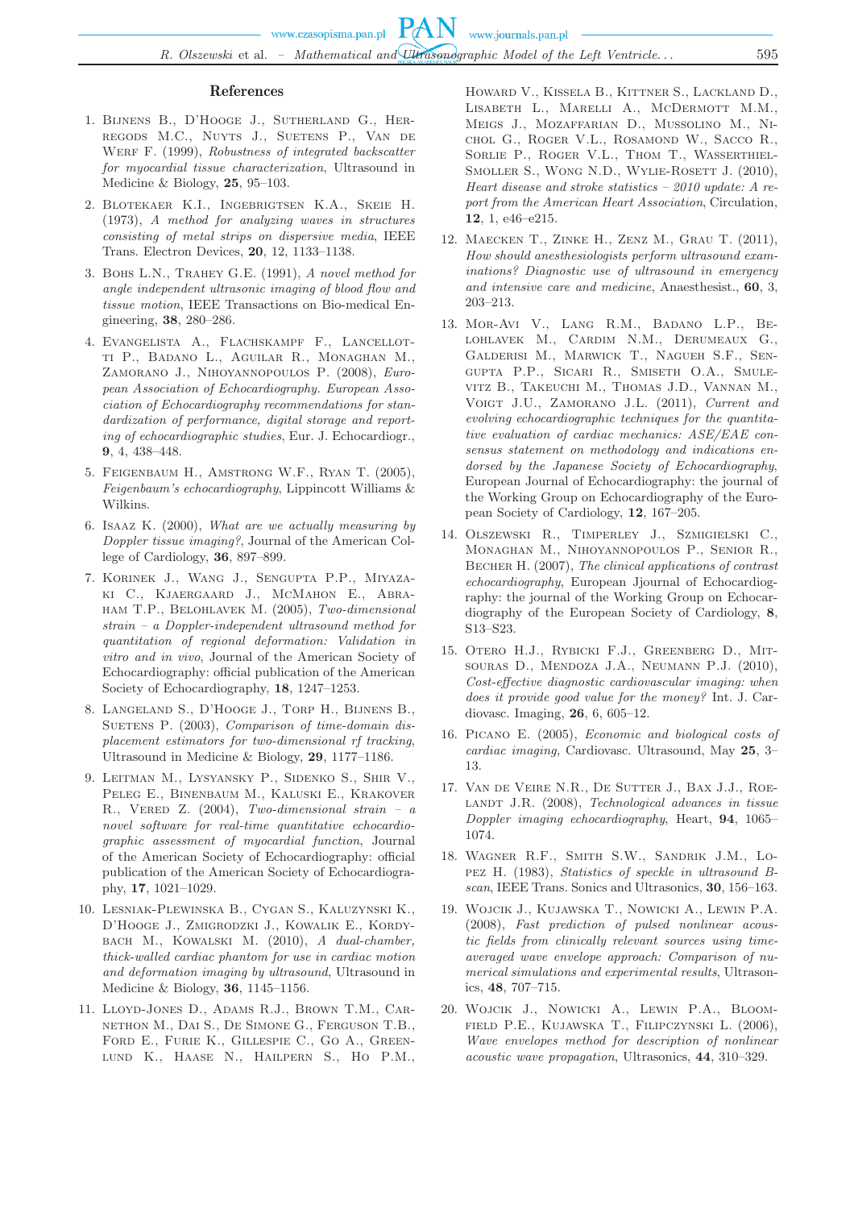## References

1. Bijnens B., D'Hooge J., Sutherland G., Herregods M.C., Nuyts J., Suetens P., Van de Werf F. (1999), *Robustness of integrated backscatter for myocardial tissue characterization*, Ultrasound in Medicine & Biology, **25**, 95–103.

2. Blotekaer K.I., Ingebrigtsen K.A., Skeie H. (1973), *A method for analyzing waves in structures consisting of metal strips on dispersive media*, IEEE Trans. Electron Devices, **20**, 12, 1133–1138.

3. Bohs L.N., Trahey G.E. (1991), *A novel method for angle independent ultrasonic imaging of blood flow and tissue motion*, IEEE Transactions on Bio-medical Engineering, **38**, 280–286.

4. Evangelista A., Flachskampf F., Lancellotti P., Badano L., Aguilar R., Monaghan M., Zamorano J., Nihoyannopoulos P. (2008), *European Association of Echocardiography. European Association of Echocardiography recommendations for standardization of performance, digital storage and reporting of echocardiographic studies*, Eur. J. Echocardiogr., **9**, 4, 438–448.

5. Feigenbaum H., Amstrong W.F., Ryan T. (2005), *Feigenbaum's echocardiography*, Lippincott Williams & Wilkins.

6. Isaaz K. (2000), *What are we actually measuring by Doppler tissue imaging?*, Journal of the American College of Cardiology, **36**, 897–899.

7. Korinek J., Wang J., Sengupta P.P., Miyazaki C., Kjaergaard J., McMahon E., Abraham T.P., Belohlavek M. (2005), *Two-dimensional strain – a Doppler-independent ultrasound method for quantitation of regional deformation: Validation in vitro and in vivo*, Journal of the American Society of Echocardiography: official publication of the American Society of Echocardiography, **18**, 1247–1253.

8. Langeland S., D'Hooge J., Torp H., Bijnens B., Suetens P. (2003), *Comparison of time-domain displacement estimators for two-dimensional rf tracking*, Ultrasound in Medicine & Biology, **29**, 1177–1186.

9. Leitman M., Lysyansky P., Sidenko S., Shir V., Peleg E., Binenbaum M., Kaluski E., Krakover R., Vered Z. (2004), *Two-dimensional strain – a novel software for real-time quantitative echocardiographic assessment of myocardial function*, Journal of the American Society of Echocardiography: official publication of the American Society of Echocardiography, **17**, 1021–1029.

10. Lesniak-Plewinska B., Cygan S., Kaluzynski K., D'Hooge J., Zmigrodzki J., Kowalik E., Kordybach M., Kowalski M. (2010), *A dual-chamber, thick-walled cardiac phantom for use in cardiac motion and deformation imaging by ultrasound*, Ultrasound in Medicine & Biology, **36**, 1145–1156.

11. Lloyd-Jones D., Adams R.J., Brown T.M., Carnethon M., Dai S., De Simone G., Ferguson T.B., Ford E., Furie K., Gillespie C., Go A., Greenlund K., Haase N., Hailpern S., Ho P.M., Howard V., Kissela B., Kittner S., Lackland D., Lisabeth L., Marelli A., McDermott M.M., Meigs J., Mozaffarian D., Mussolino M., Nichol G., Roger V.L., Rosamond W., Sacco R., Sorlie P., Roger V.L., Thom T., Wasserthiel-Smoller S., Wong N.D., Wylie-Rosett J. (2010), *Heart disease and stroke statistics – 2010 update: A report from the American Heart Association*, Circulation, **12**, 1, e46–e215.

12. Maecken T., Zinke H., Zenz M., Grau T. (2011), *How should anesthesiologists perform ultrasound examinations? Diagnostic use of ultrasound in emergency and intensive care and medicine*, Anaesthesist., **60**, 3, 203–213.

13. Mor-Avi V., Lang R.M., Badano L.P., Belohlavek M., Cardim N.M., Derumeaux G., Galderisi M., Marwick T., Nagueh S.F., Sengupta P.P., Sicari R., Smiseth O.A., Smulevitz B., Takeuchi M., Thomas J.D., Vannan M., Voigt J.U., Zamorano J.L. (2011), *Current and evolving echocardiographic techniques for the quantitative evaluation of cardiac mechanics: ASE/EAE consensus statement on methodology and indications endorsed by the Japanese Society of Echocardiography*, European Journal of Echocardiography: the journal of the Working Group on Echocardiography of the European Society of Cardiology, **12**, 167–205.

14. Olszewski R., Timperley J., Szmigielski C., Monaghan M., Nihoyannopoulos P., Senior R., Becher H. (2007), *The clinical applications of contrast echocardiography*, European Jjournal of Echocardiography: the journal of the Working Group on Echocardiography of the European Society of Cardiology, **8**, S13–S23.

15. Otero H.J., Rybicki F.J., Greenberg D., Mitsouras D., Mendoza J.A., Neumann P.J. (2010), *Cost-effective diagnostic cardiovascular imaging: when does it provide good value for the money?* Int. J. Cardiovasc. Imaging, **26**, 6, 605–12.

16. Picano E. (2005), *Economic and biological costs of cardiac imaging*, Cardiovasc. Ultrasound, May **25**, 3–13.

17. Van de Veire N.R., De Sutter J., Bax J.J., Roelandt J.R. (2008), *Technological advances in tissue Doppler imaging echocardiography*, Heart, **94**, 1065–1074.

18. Wagner R.F., Smith S.W., Sandrik J.M., Lopez H. (1983), *Statistics of speckle in ultrasound B-scan*, IEEE Trans. Sonics and Ultrasonics, **30**, 156–163.

19. Wojcik J., Kujawska T., Nowicki A., Lewin P.A. (2008), *Fast prediction of pulsed nonlinear acoustic fields from clinically relevant sources using time-averaged wave envelope approach: Comparison of numerical simulations and experimental results*, Ultrasonics, **48**, 707–715.

20. Wojcik J., Nowicki A., Lewin P.A., Bloomfield P.E., Kujawska T., Filipczynski L. (2006), *Wave envelopes method for description of nonlinear acoustic wave propagation*, Ultrasonics, **44**, 310–329.